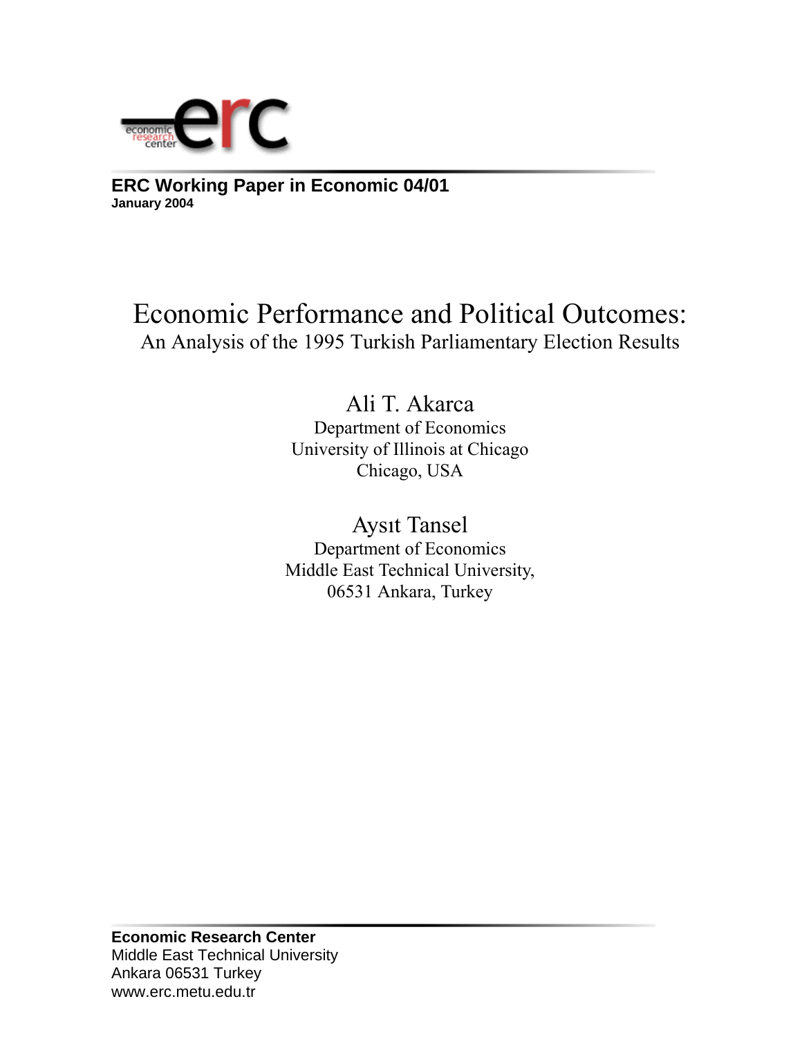**ERC Working Paper in Economic 04/01**
**January 2004**

# Economic Performance and Political Outcomes:

## An Analysis of the 1995 Turkish Parliamentary Election Results

Ali T. Akarca
Department of Economics
University of Illinois at Chicago
Chicago, USA

Aysıt Tansel
Department of Economics
Middle East Technical University,
06531 Ankara, Turkey

**Economic Research Center**
Middle East Technical University
Ankara 06531 Turkey
www.erc.metu.edu.tr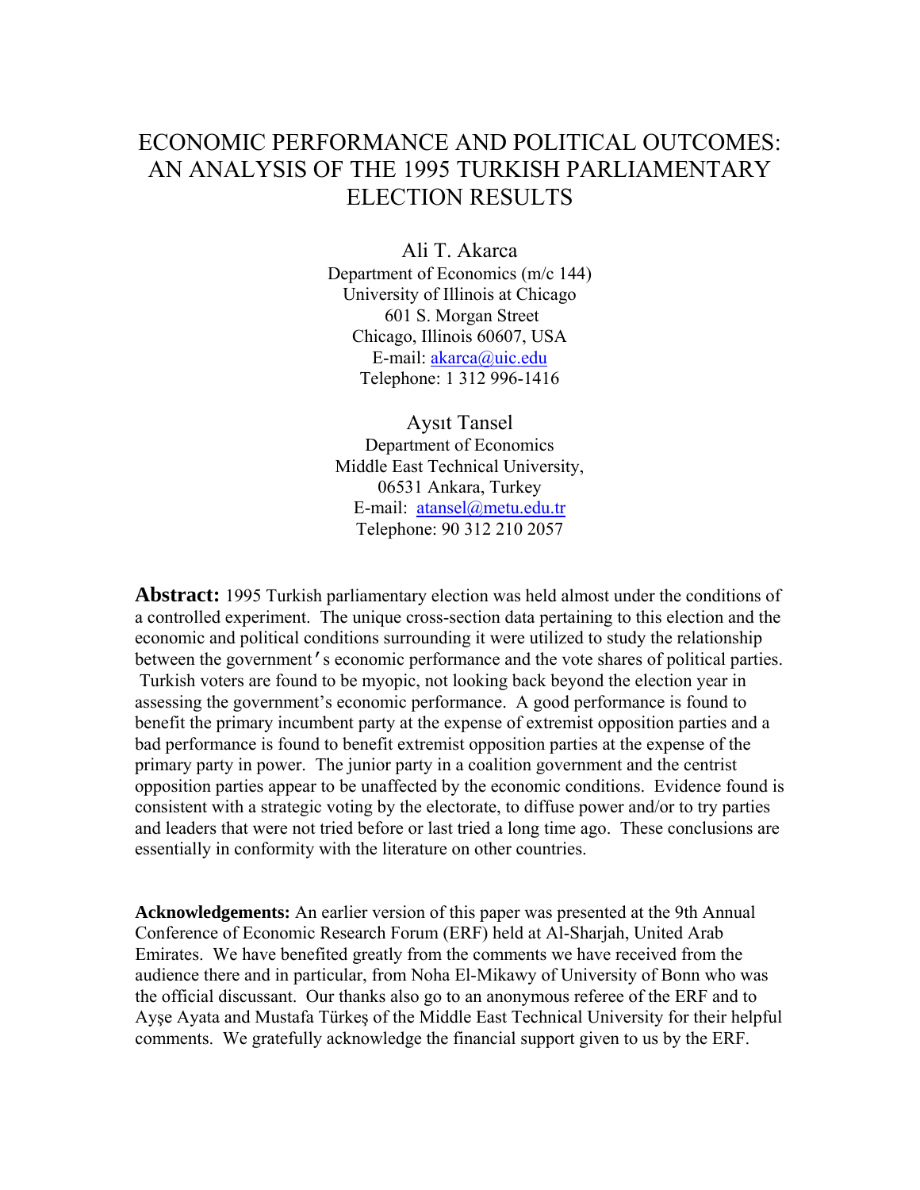# ECONOMIC PERFORMANCE AND POLITICAL OUTCOMES: AN ANALYSIS OF THE 1995 TURKISH PARLIAMENTARY ELECTION RESULTS

Ali T. Akarca
Department of Economics (m/c 144)
University of Illinois at Chicago
601 S. Morgan Street
Chicago, Illinois 60607, USA
E-mail: akarca@uic.edu
Telephone: 1 312 996-1416

Aysıt Tansel
Department of Economics
Middle East Technical University,
06531 Ankara, Turkey
E-mail: atansel@metu.edu.tr
Telephone: 90 312 210 2057

**Abstract:** 1995 Turkish parliamentary election was held almost under the conditions of a controlled experiment. The unique cross-section data pertaining to this election and the economic and political conditions surrounding it were utilized to study the relationship between the government's economic performance and the vote shares of political parties. Turkish voters are found to be myopic, not looking back beyond the election year in assessing the government's economic performance. A good performance is found to benefit the primary incumbent party at the expense of extremist opposition parties and a bad performance is found to benefit extremist opposition parties at the expense of the primary party in power. The junior party in a coalition government and the centrist opposition parties appear to be unaffected by the economic conditions. Evidence found is consistent with a strategic voting by the electorate, to diffuse power and/or to try parties and leaders that were not tried before or last tried a long time ago. These conclusions are essentially in conformity with the literature on other countries.

**Acknowledgements:** An earlier version of this paper was presented at the 9th Annual Conference of Economic Research Forum (ERF) held at Al-Sharjah, United Arab Emirates. We have benefited greatly from the comments we have received from the audience there and in particular, from Noha El-Mikawy of University of Bonn who was the official discussant. Our thanks also go to an anonymous referee of the ERF and to Ayşe Ayata and Mustafa Türkeş of the Middle East Technical University for their helpful comments. We gratefully acknowledge the financial support given to us by the ERF.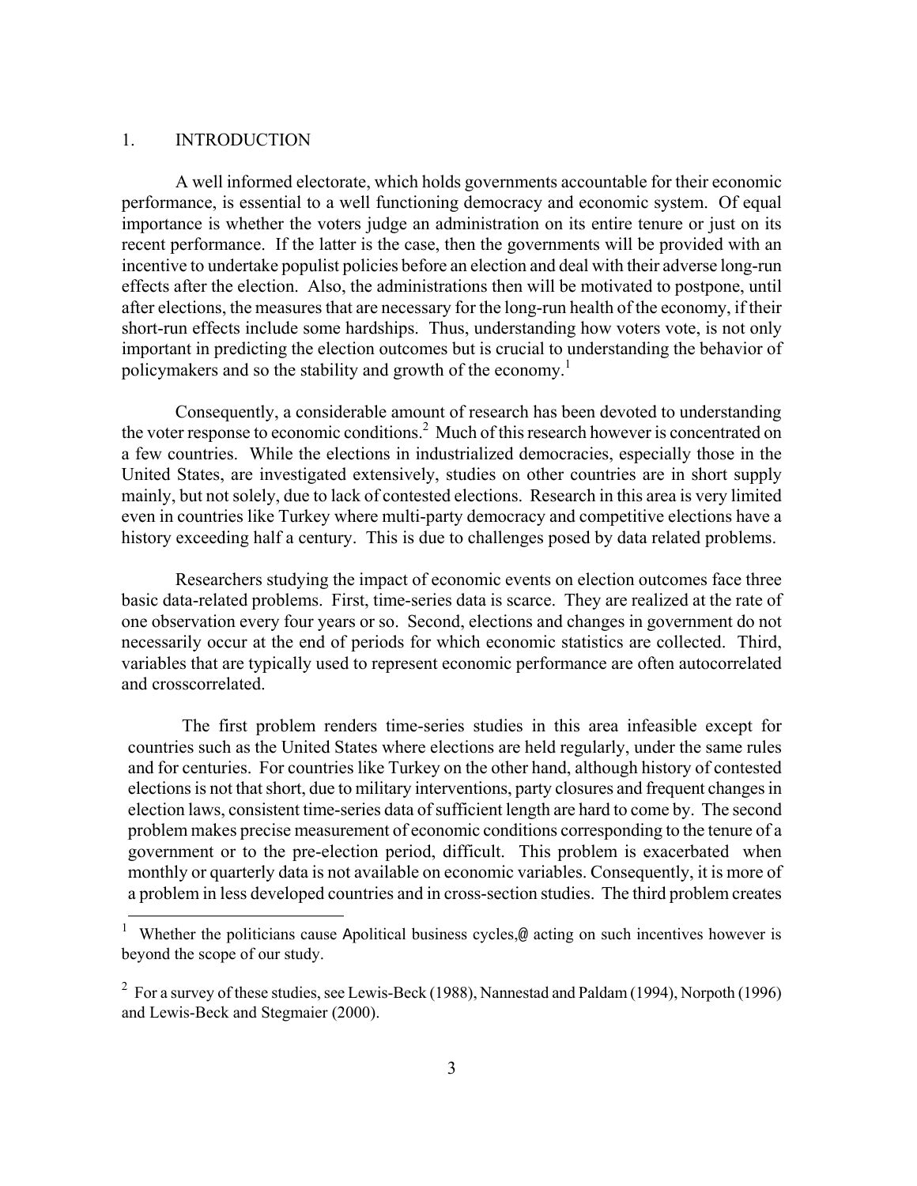## 1. INTRODUCTION

A well informed electorate, which holds governments accountable for their economic performance, is essential to a well functioning democracy and economic system. Of equal importance is whether the voters judge an administration on its entire tenure or just on its recent performance. If the latter is the case, then the governments will be provided with an incentive to undertake populist policies before an election and deal with their adverse long-run effects after the election. Also, the administrations then will be motivated to postpone, until after elections, the measures that are necessary for the long-run health of the economy, if their short-run effects include some hardships. Thus, understanding how voters vote, is not only important in predicting the election outcomes but is crucial to understanding the behavior of policymakers and so the stability and growth of the economy.[1]

Consequently, a considerable amount of research has been devoted to understanding the voter response to economic conditions.[2] Much of this research however is concentrated on a few countries. While the elections in industrialized democracies, especially those in the United States, are investigated extensively, studies on other countries are in short supply mainly, but not solely, due to lack of contested elections. Research in this area is very limited even in countries like Turkey where multi-party democracy and competitive elections have a history exceeding half a century. This is due to challenges posed by data related problems.

Researchers studying the impact of economic events on election outcomes face three basic data-related problems. First, time-series data is scarce. They are realized at the rate of one observation every four years or so. Second, elections and changes in government do not necessarily occur at the end of periods for which economic statistics are collected. Third, variables that are typically used to represent economic performance are often autocorrelated and crosscorrelated.

The first problem renders time-series studies in this area infeasible except for countries such as the United States where elections are held regularly, under the same rules and for centuries. For countries like Turkey on the other hand, although history of contested elections is not that short, due to military interventions, party closures and frequent changes in election laws, consistent time-series data of sufficient length are hard to come by. The second problem makes precise measurement of economic conditions corresponding to the tenure of a government or to the pre-election period, difficult. This problem is exacerbated when monthly or quarterly data is not available on economic variables. Consequently, it is more of a problem in less developed countries and in cross-section studies. The third problem creates

---

[1] Whether the politicians cause Apolitical business cycles,@ acting on such incentives however is beyond the scope of our study.

[2] For a survey of these studies, see Lewis-Beck (1988), Nannestad and Paldam (1994), Norpoth (1996) and Lewis-Beck and Stegmaier (2000).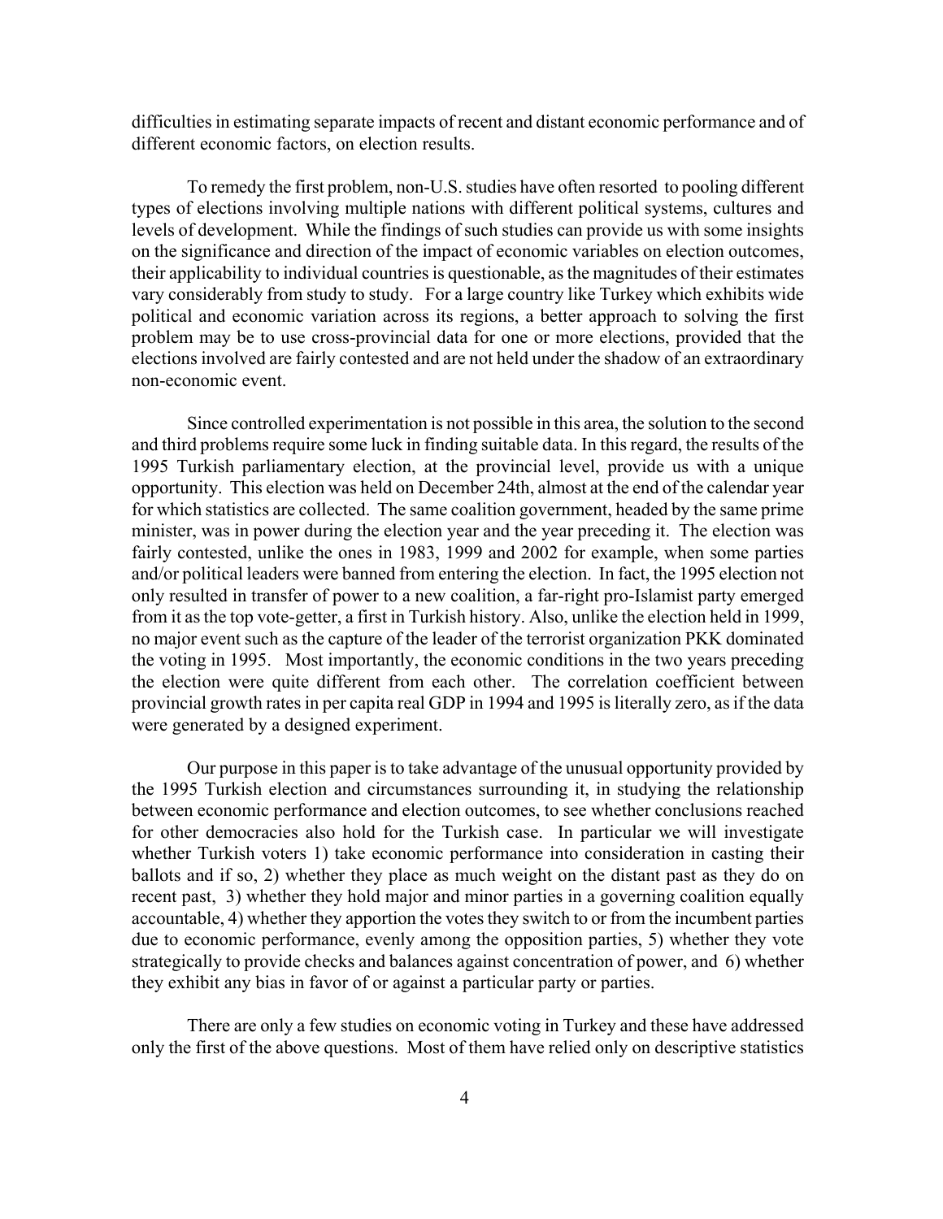difficulties in estimating separate impacts of recent and distant economic performance and of different economic factors, on election results.

To remedy the first problem, non-U.S. studies have often resorted to pooling different types of elections involving multiple nations with different political systems, cultures and levels of development. While the findings of such studies can provide us with some insights on the significance and direction of the impact of economic variables on election outcomes, their applicability to individual countries is questionable, as the magnitudes of their estimates vary considerably from study to study. For a large country like Turkey which exhibits wide political and economic variation across its regions, a better approach to solving the first problem may be to use cross-provincial data for one or more elections, provided that the elections involved are fairly contested and are not held under the shadow of an extraordinary non-economic event.

Since controlled experimentation is not possible in this area, the solution to the second and third problems require some luck in finding suitable data. In this regard, the results of the 1995 Turkish parliamentary election, at the provincial level, provide us with a unique opportunity. This election was held on December 24th, almost at the end of the calendar year for which statistics are collected. The same coalition government, headed by the same prime minister, was in power during the election year and the year preceding it. The election was fairly contested, unlike the ones in 1983, 1999 and 2002 for example, when some parties and/or political leaders were banned from entering the election. In fact, the 1995 election not only resulted in transfer of power to a new coalition, a far-right pro-Islamist party emerged from it as the top vote-getter, a first in Turkish history. Also, unlike the election held in 1999, no major event such as the capture of the leader of the terrorist organization PKK dominated the voting in 1995. Most importantly, the economic conditions in the two years preceding the election were quite different from each other. The correlation coefficient between provincial growth rates in per capita real GDP in 1994 and 1995 is literally zero, as if the data were generated by a designed experiment.

Our purpose in this paper is to take advantage of the unusual opportunity provided by the 1995 Turkish election and circumstances surrounding it, in studying the relationship between economic performance and election outcomes, to see whether conclusions reached for other democracies also hold for the Turkish case. In particular we will investigate whether Turkish voters 1) take economic performance into consideration in casting their ballots and if so, 2) whether they place as much weight on the distant past as they do on recent past, 3) whether they hold major and minor parties in a governing coalition equally accountable, 4) whether they apportion the votes they switch to or from the incumbent parties due to economic performance, evenly among the opposition parties, 5) whether they vote strategically to provide checks and balances against concentration of power, and 6) whether they exhibit any bias in favor of or against a particular party or parties.

There are only a few studies on economic voting in Turkey and these have addressed only the first of the above questions. Most of them have relied only on descriptive statistics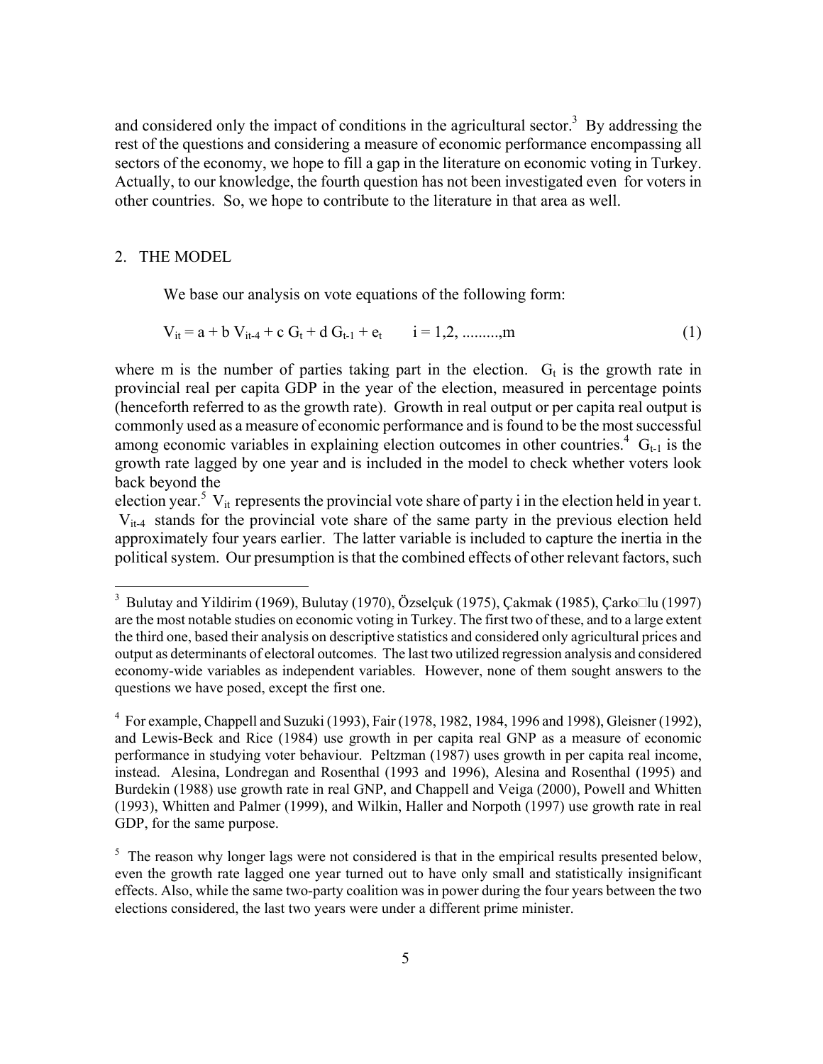and considered only the impact of conditions in the agricultural sector.[3] By addressing the rest of the questions and considering a measure of economic performance encompassing all sectors of the economy, we hope to fill a gap in the literature on economic voting in Turkey. Actually, to our knowledge, the fourth question has not been investigated even for voters in other countries. So, we hope to contribute to the literature in that area as well.

## 2. THE MODEL

We base our analysis on vote equations of the following form:

$$V_{it} = a + b\, V_{it-4} + c\, G_t + d\, G_{t-1} + e_t \qquad i = 1,2, .........,m \tag{1}$$

where m is the number of parties taking part in the election. $G_t$ is the growth rate in provincial real per capita GDP in the year of the election, measured in percentage points (henceforth referred to as the growth rate). Growth in real output or per capita real output is commonly used as a measure of economic performance and is found to be the most successful among economic variables in explaining election outcomes in other countries.[4] $G_{t-1}$ is the growth rate lagged by one year and is included in the model to check whether voters look back beyond the election year.[5] $V_{it}$ represents the provincial vote share of party i in the election held in year t. $V_{it-4}$ stands for the provincial vote share of the same party in the previous election held approximately four years earlier. The latter variable is included to capture the inertia in the political system. Our presumption is that the combined effects of other relevant factors, such

---

[3] Bulutay and Yildirim (1969), Bulutay (1970), Özselçuk (1975), Çakmak (1985), Çarko□lu (1997) are the most notable studies on economic voting in Turkey. The first two of these, and to a large extent the third one, based their analysis on descriptive statistics and considered only agricultural prices and output as determinants of electoral outcomes. The last two utilized regression analysis and considered economy-wide variables as independent variables. However, none of them sought answers to the questions we have posed, except the first one.

[4] For example, Chappell and Suzuki (1993), Fair (1978, 1982, 1984, 1996 and 1998), Gleisner (1992), and Lewis-Beck and Rice (1984) use growth in per capita real GNP as a measure of economic performance in studying voter behaviour. Peltzman (1987) uses growth in per capita real income, instead. Alesina, Londregan and Rosenthal (1993 and 1996), Alesina and Rosenthal (1995) and Burdekin (1988) use growth rate in real GNP, and Chappell and Veiga (2000), Powell and Whitten (1993), Whitten and Palmer (1999), and Wilkin, Haller and Norpoth (1997) use growth rate in real GDP, for the same purpose.

[5] The reason why longer lags were not considered is that in the empirical results presented below, even the growth rate lagged one year turned out to have only small and statistically insignificant effects. Also, while the same two-party coalition was in power during the four years between the two elections considered, the last two years were under a different prime minister.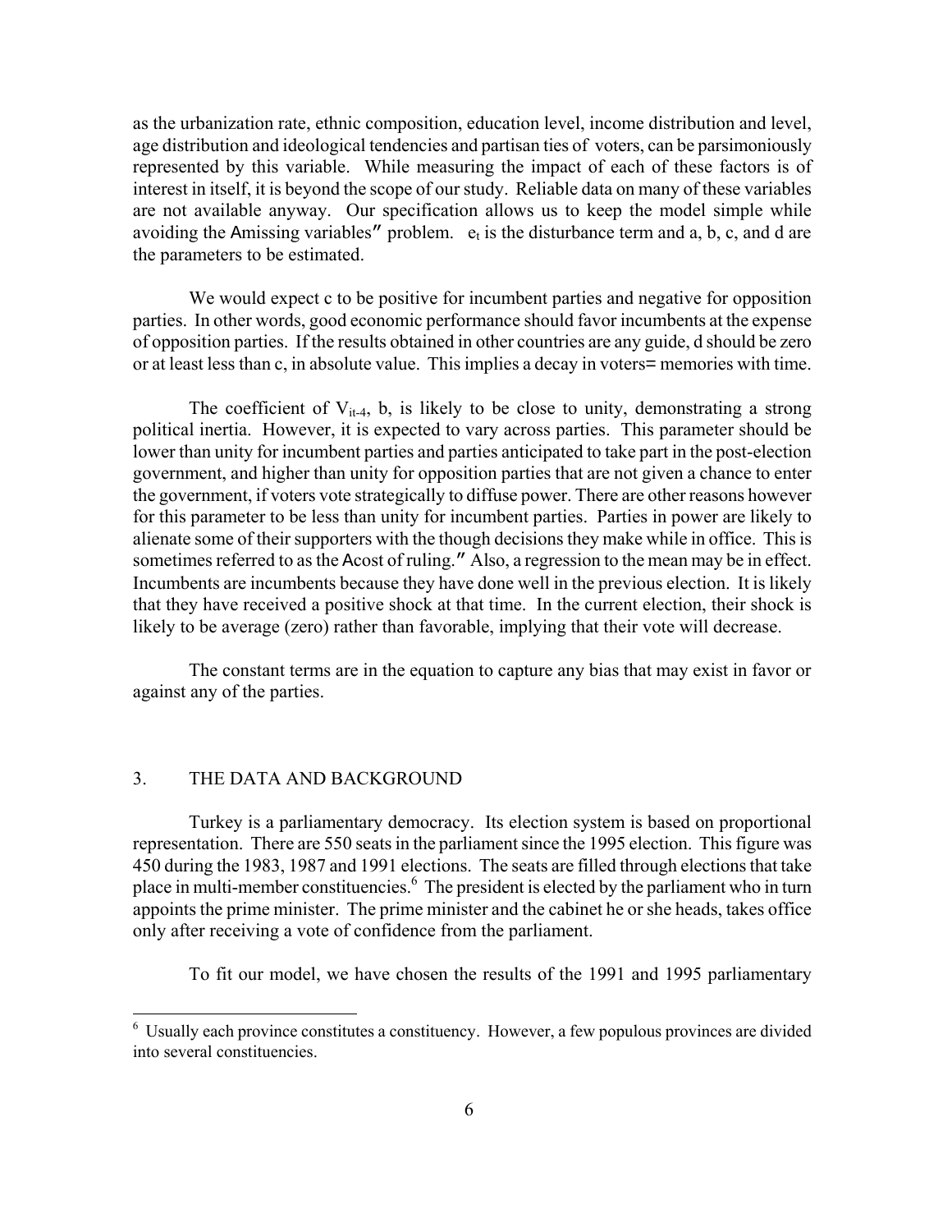as the urbanization rate, ethnic composition, education level, income distribution and level, age distribution and ideological tendencies and partisan ties of voters, can be parsimoniously represented by this variable. While measuring the impact of each of these factors is of interest in itself, it is beyond the scope of our study. Reliable data on many of these variables are not available anyway. Our specification allows us to keep the model simple while avoiding the Amissing variables" problem. $e_t$ is the disturbance term and a, b, c, and d are the parameters to be estimated.

We would expect c to be positive for incumbent parties and negative for opposition parties. In other words, good economic performance should favor incumbents at the expense of opposition parties. If the results obtained in other countries are any guide, d should be zero or at least less than c, in absolute value. This implies a decay in voters= memories with time.

The coefficient of $V_{it-4}$, b, is likely to be close to unity, demonstrating a strong political inertia. However, it is expected to vary across parties. This parameter should be lower than unity for incumbent parties and parties anticipated to take part in the post-election government, and higher than unity for opposition parties that are not given a chance to enter the government, if voters vote strategically to diffuse power. There are other reasons however for this parameter to be less than unity for incumbent parties. Parties in power are likely to alienate some of their supporters with the though decisions they make while in office. This is sometimes referred to as the Acost of ruling." Also, a regression to the mean may be in effect. Incumbents are incumbents because they have done well in the previous election. It is likely that they have received a positive shock at that time. In the current election, their shock is likely to be average (zero) rather than favorable, implying that their vote will decrease.

The constant terms are in the equation to capture any bias that may exist in favor or against any of the parties.

## 3. THE DATA AND BACKGROUND

Turkey is a parliamentary democracy. Its election system is based on proportional representation. There are 550 seats in the parliament since the 1995 election. This figure was 450 during the 1983, 1987 and 1991 elections. The seats are filled through elections that take place in multi-member constituencies.[6] The president is elected by the parliament who in turn appoints the prime minister. The prime minister and the cabinet he or she heads, takes office only after receiving a vote of confidence from the parliament.

To fit our model, we have chosen the results of the 1991 and 1995 parliamentary

[6] Usually each province constitutes a constituency. However, a few populous provinces are divided into several constituencies.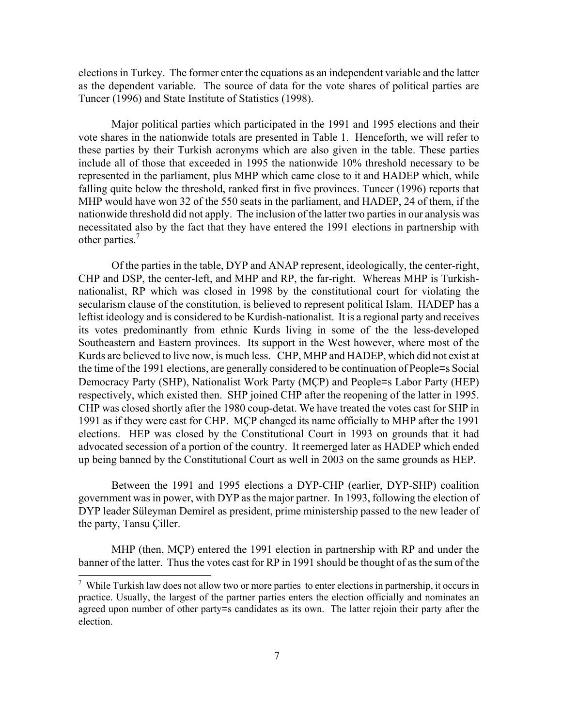elections in Turkey. The former enter the equations as an independent variable and the latter as the dependent variable. The source of data for the vote shares of political parties are Tuncer (1996) and State Institute of Statistics (1998).

Major political parties which participated in the 1991 and 1995 elections and their vote shares in the nationwide totals are presented in Table 1. Henceforth, we will refer to these parties by their Turkish acronyms which are also given in the table. These parties include all of those that exceeded in 1995 the nationwide 10% threshold necessary to be represented in the parliament, plus MHP which came close to it and HADEP which, while falling quite below the threshold, ranked first in five provinces. Tuncer (1996) reports that MHP would have won 32 of the 550 seats in the parliament, and HADEP, 24 of them, if the nationwide threshold did not apply. The inclusion of the latter two parties in our analysis was necessitated also by the fact that they have entered the 1991 elections in partnership with other parties.[7]

Of the parties in the table, DYP and ANAP represent, ideologically, the center-right, CHP and DSP, the center-left, and MHP and RP, the far-right. Whereas MHP is Turkish-nationalist, RP which was closed in 1998 by the constitutional court for violating the secularism clause of the constitution, is believed to represent political Islam. HADEP has a leftist ideology and is considered to be Kurdish-nationalist. It is a regional party and receives its votes predominantly from ethnic Kurds living in some of the the less-developed Southeastern and Eastern provinces. Its support in the West however, where most of the Kurds are believed to live now, is much less. CHP, MHP and HADEP, which did not exist at the time of the 1991 elections, are generally considered to be continuation of People=s Social Democracy Party (SHP), Nationalist Work Party (MÇP) and People=s Labor Party (HEP) respectively, which existed then. SHP joined CHP after the reopening of the latter in 1995. CHP was closed shortly after the 1980 coup-detat. We have treated the votes cast for SHP in 1991 as if they were cast for CHP. MÇP changed its name officially to MHP after the 1991 elections. HEP was closed by the Constitutional Court in 1993 on grounds that it had advocated secession of a portion of the country. It reemerged later as HADEP which ended up being banned by the Constitutional Court as well in 2003 on the same grounds as HEP.

Between the 1991 and 1995 elections a DYP-CHP (earlier, DYP-SHP) coalition government was in power, with DYP as the major partner. In 1993, following the election of DYP leader Süleyman Demirel as president, prime ministership passed to the new leader of the party, Tansu Çiller.

MHP (then, MÇP) entered the 1991 election in partnership with RP and under the banner of the latter. Thus the votes cast for RP in 1991 should be thought of as the sum of the

[7] While Turkish law does not allow two or more parties to enter elections in partnership, it occurs in practice. Usually, the largest of the partner parties enters the election officially and nominates an agreed upon number of other party=s candidates as its own. The latter rejoin their party after the election.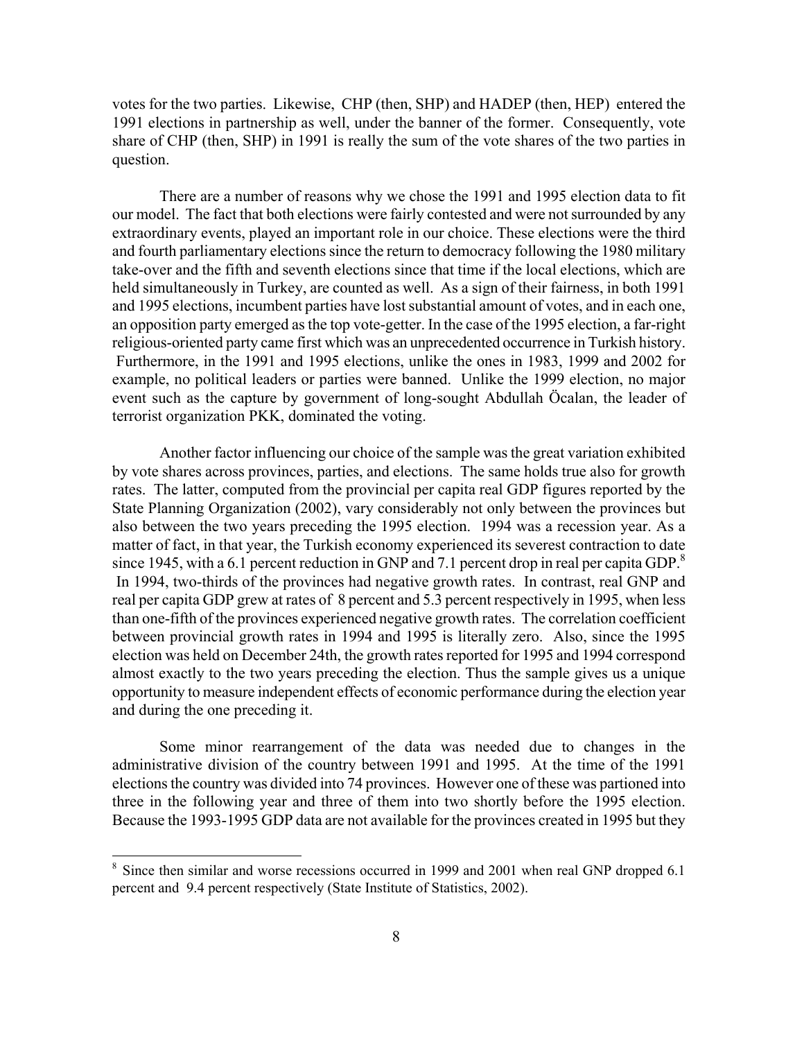votes for the two parties. Likewise, CHP (then, SHP) and HADEP (then, HEP) entered the 1991 elections in partnership as well, under the banner of the former. Consequently, vote share of CHP (then, SHP) in 1991 is really the sum of the vote shares of the two parties in question.

There are a number of reasons why we chose the 1991 and 1995 election data to fit our model. The fact that both elections were fairly contested and were not surrounded by any extraordinary events, played an important role in our choice. These elections were the third and fourth parliamentary elections since the return to democracy following the 1980 military take-over and the fifth and seventh elections since that time if the local elections, which are held simultaneously in Turkey, are counted as well. As a sign of their fairness, in both 1991 and 1995 elections, incumbent parties have lost substantial amount of votes, and in each one, an opposition party emerged as the top vote-getter. In the case of the 1995 election, a far-right religious-oriented party came first which was an unprecedented occurrence in Turkish history. Furthermore, in the 1991 and 1995 elections, unlike the ones in 1983, 1999 and 2002 for example, no political leaders or parties were banned. Unlike the 1999 election, no major event such as the capture by government of long-sought Abdullah Öcalan, the leader of terrorist organization PKK, dominated the voting.

Another factor influencing our choice of the sample was the great variation exhibited by vote shares across provinces, parties, and elections. The same holds true also for growth rates. The latter, computed from the provincial per capita real GDP figures reported by the State Planning Organization (2002), vary considerably not only between the provinces but also between the two years preceding the 1995 election. 1994 was a recession year. As a matter of fact, in that year, the Turkish economy experienced its severest contraction to date since 1945, with a 6.1 percent reduction in GNP and 7.1 percent drop in real per capita GDP.[8] In 1994, two-thirds of the provinces had negative growth rates. In contrast, real GNP and real per capita GDP grew at rates of 8 percent and 5.3 percent respectively in 1995, when less than one-fifth of the provinces experienced negative growth rates. The correlation coefficient between provincial growth rates in 1994 and 1995 is literally zero. Also, since the 1995 election was held on December 24th, the growth rates reported for 1995 and 1994 correspond almost exactly to the two years preceding the election. Thus the sample gives us a unique opportunity to measure independent effects of economic performance during the election year and during the one preceding it.

Some minor rearrangement of the data was needed due to changes in the administrative division of the country between 1991 and 1995. At the time of the 1991 elections the country was divided into 74 provinces. However one of these was partioned into three in the following year and three of them into two shortly before the 1995 election. Because the 1993-1995 GDP data are not available for the provinces created in 1995 but they

[8] Since then similar and worse recessions occurred in 1999 and 2001 when real GNP dropped 6.1 percent and 9.4 percent respectively (State Institute of Statistics, 2002).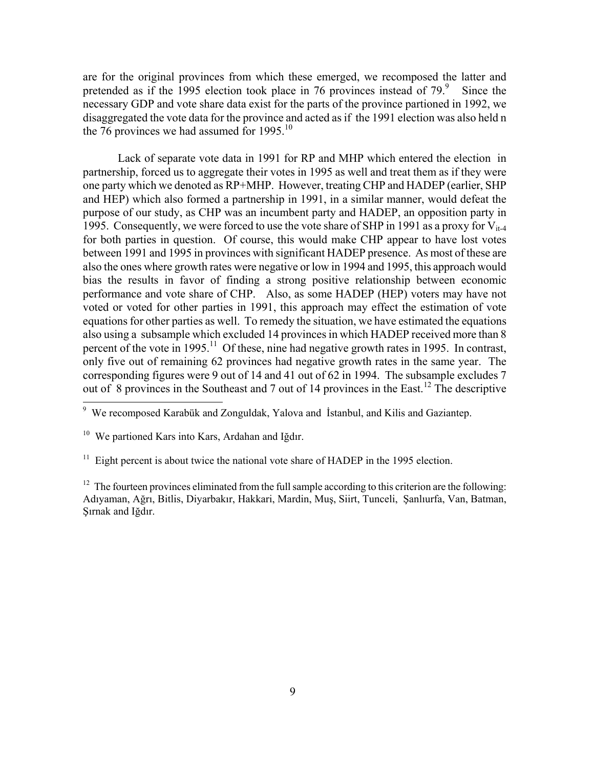are for the original provinces from which these emerged, we recomposed the latter and pretended as if the 1995 election took place in 76 provinces instead of 79.[9] Since the necessary GDP and vote share data exist for the parts of the province partioned in 1992, we disaggregated the vote data for the province and acted as if the 1991 election was also held n the 76 provinces we had assumed for 1995.[10]

Lack of separate vote data in 1991 for RP and MHP which entered the election in partnership, forced us to aggregate their votes in 1995 as well and treat them as if they were one party which we denoted as RP+MHP. However, treating CHP and HADEP (earlier, SHP and HEP) which also formed a partnership in 1991, in a similar manner, would defeat the purpose of our study, as CHP was an incumbent party and HADEP, an opposition party in 1995. Consequently, we were forced to use the vote share of SHP in 1991 as a proxy for $V_{it-4}$ for both parties in question. Of course, this would make CHP appear to have lost votes between 1991 and 1995 in provinces with significant HADEP presence. As most of these are also the ones where growth rates were negative or low in 1994 and 1995, this approach would bias the results in favor of finding a strong positive relationship between economic performance and vote share of CHP. Also, as some HADEP (HEP) voters may have not voted or voted for other parties in 1991, this approach may effect the estimation of vote equations for other parties as well. To remedy the situation, we have estimated the equations also using a subsample which excluded 14 provinces in which HADEP received more than 8 percent of the vote in 1995.[11] Of these, nine had negative growth rates in 1995. In contrast, only five out of remaining 62 provinces had negative growth rates in the same year. The corresponding figures were 9 out of 14 and 41 out of 62 in 1994. The subsample excludes 7 out of 8 provinces in the Southeast and 7 out of 14 provinces in the East.[12] The descriptive

---

[9] We recomposed Karabük and Zonguldak, Yalova and İstanbul, and Kilis and Gaziantep.

[10] We partioned Kars into Kars, Ardahan and Iğdır.

[11] Eight percent is about twice the national vote share of HADEP in the 1995 election.

[12] The fourteen provinces eliminated from the full sample according to this criterion are the following: Adıyaman, Ağrı, Bitlis, Diyarbakır, Hakkari, Mardin, Muş, Siirt, Tunceli, Şanlıurfa, Van, Batman, Şırnak and Iğdır.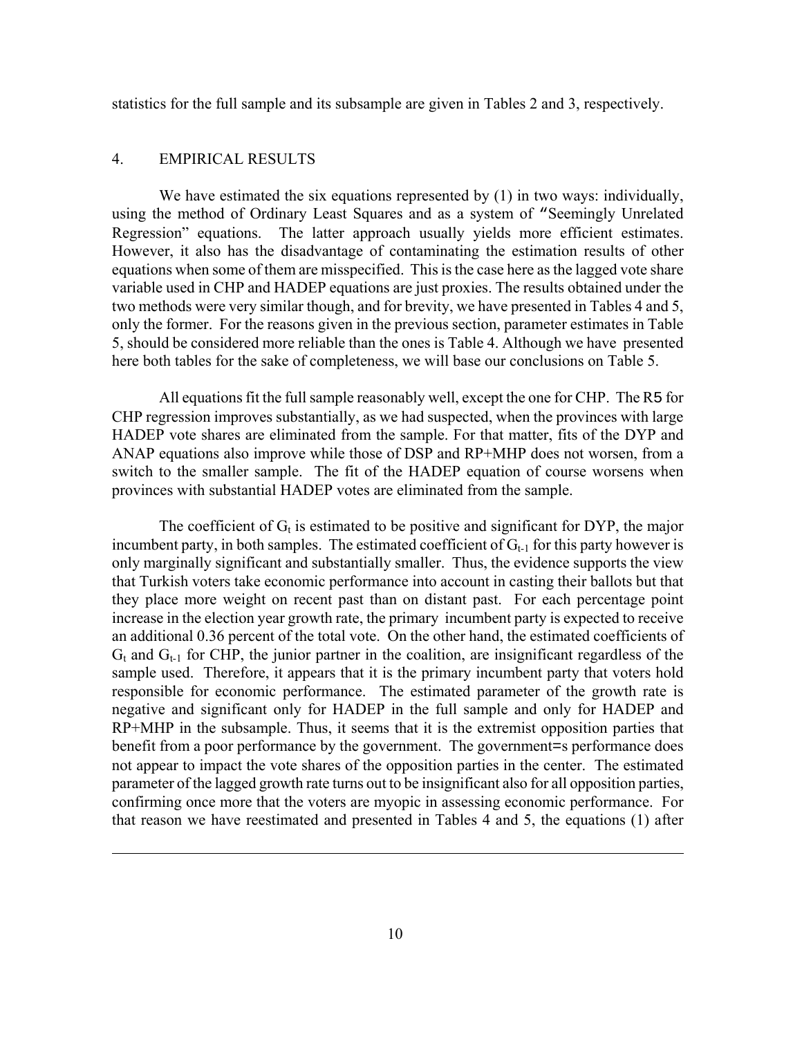statistics for the full sample and its subsample are given in Tables 2 and 3, respectively.

## 4. EMPIRICAL RESULTS

We have estimated the six equations represented by (1) in two ways: individually, using the method of Ordinary Least Squares and as a system of "Seemingly Unrelated Regression" equations. The latter approach usually yields more efficient estimates. However, it also has the disadvantage of contaminating the estimation results of other equations when some of them are misspecified. This is the case here as the lagged vote share variable used in CHP and HADEP equations are just proxies. The results obtained under the two methods were very similar though, and for brevity, we have presented in Tables 4 and 5, only the former. For the reasons given in the previous section, parameter estimates in Table 5, should be considered more reliable than the ones is Table 4. Although we have presented here both tables for the sake of completeness, we will base our conclusions on Table 5.

All equations fit the full sample reasonably well, except the one for CHP. The $R^2$ for CHP regression improves substantially, as we had suspected, when the provinces with large HADEP vote shares are eliminated from the sample. For that matter, fits of the DYP and ANAP equations also improve while those of DSP and RP+MHP does not worsen, from a switch to the smaller sample. The fit of the HADEP equation of course worsens when provinces with substantial HADEP votes are eliminated from the sample.

The coefficient of $G_t$ is estimated to be positive and significant for DYP, the major incumbent party, in both samples. The estimated coefficient of $G_{t-1}$ for this party however is only marginally significant and substantially smaller. Thus, the evidence supports the view that Turkish voters take economic performance into account in casting their ballots but that they place more weight on recent past than on distant past. For each percentage point increase in the election year growth rate, the primary incumbent party is expected to receive an additional 0.36 percent of the total vote. On the other hand, the estimated coefficients of $G_t$ and $G_{t-1}$ for CHP, the junior partner in the coalition, are insignificant regardless of the sample used. Therefore, it appears that it is the primary incumbent party that voters hold responsible for economic performance. The estimated parameter of the growth rate is negative and significant only for HADEP in the full sample and only for HADEP and RP+MHP in the subsample. Thus, it seems that it is the extremist opposition parties that benefit from a poor performance by the government. The government=s performance does not appear to impact the vote shares of the opposition parties in the center. The estimated parameter of the lagged growth rate turns out to be insignificant also for all opposition parties, confirming once more that the voters are myopic in assessing economic performance. For that reason we have reestimated and presented in Tables 4 and 5, the equations (1) after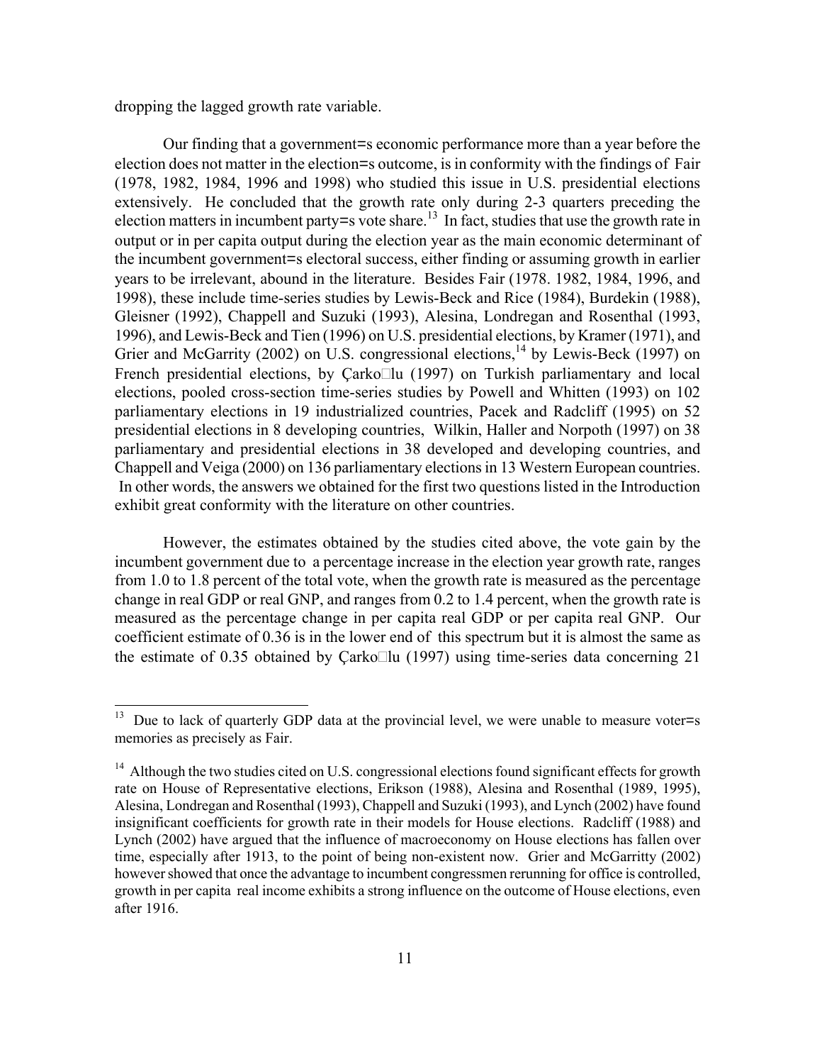dropping the lagged growth rate variable.

Our finding that a government=s economic performance more than a year before the election does not matter in the election=s outcome, is in conformity with the findings of Fair (1978, 1982, 1984, 1996 and 1998) who studied this issue in U.S. presidential elections extensively. He concluded that the growth rate only during 2-3 quarters preceding the election matters in incumbent party=s vote share.[13] In fact, studies that use the growth rate in output or in per capita output during the election year as the main economic determinant of the incumbent government=s electoral success, either finding or assuming growth in earlier years to be irrelevant, abound in the literature. Besides Fair (1978. 1982, 1984, 1996, and 1998), these include time-series studies by Lewis-Beck and Rice (1984), Burdekin (1988), Gleisner (1992), Chappell and Suzuki (1993), Alesina, Londregan and Rosenthal (1993, 1996), and Lewis-Beck and Tien (1996) on U.S. presidential elections, by Kramer (1971), and Grier and McGarrity (2002) on U.S. congressional elections,[14] by Lewis-Beck (1997) on French presidential elections, by Çarko□lu (1997) on Turkish parliamentary and local elections, pooled cross-section time-series studies by Powell and Whitten (1993) on 102 parliamentary elections in 19 industrialized countries, Pacek and Radcliff (1995) on 52 presidential elections in 8 developing countries, Wilkin, Haller and Norpoth (1997) on 38 parliamentary and presidential elections in 38 developed and developing countries, and Chappell and Veiga (2000) on 136 parliamentary elections in 13 Western European countries. In other words, the answers we obtained for the first two questions listed in the Introduction exhibit great conformity with the literature on other countries.

However, the estimates obtained by the studies cited above, the vote gain by the incumbent government due to a percentage increase in the election year growth rate, ranges from 1.0 to 1.8 percent of the total vote, when the growth rate is measured as the percentage change in real GDP or real GNP, and ranges from 0.2 to 1.4 percent, when the growth rate is measured as the percentage change in per capita real GDP or per capita real GNP. Our coefficient estimate of 0.36 is in the lower end of this spectrum but it is almost the same as the estimate of 0.35 obtained by Çarko□lu (1997) using time-series data concerning 21

---

[13] Due to lack of quarterly GDP data at the provincial level, we were unable to measure voter=s memories as precisely as Fair.

[14] Although the two studies cited on U.S. congressional elections found significant effects for growth rate on House of Representative elections, Erikson (1988), Alesina and Rosenthal (1989, 1995), Alesina, Londregan and Rosenthal (1993), Chappell and Suzuki (1993), and Lynch (2002) have found insignificant coefficients for growth rate in their models for House elections. Radcliff (1988) and Lynch (2002) have argued that the influence of macroeconomy on House elections has fallen over time, especially after 1913, to the point of being non-existent now. Grier and McGarritty (2002) however showed that once the advantage to incumbent congressmen rerunning for office is controlled, growth in per capita real income exhibits a strong influence on the outcome of House elections, even after 1916.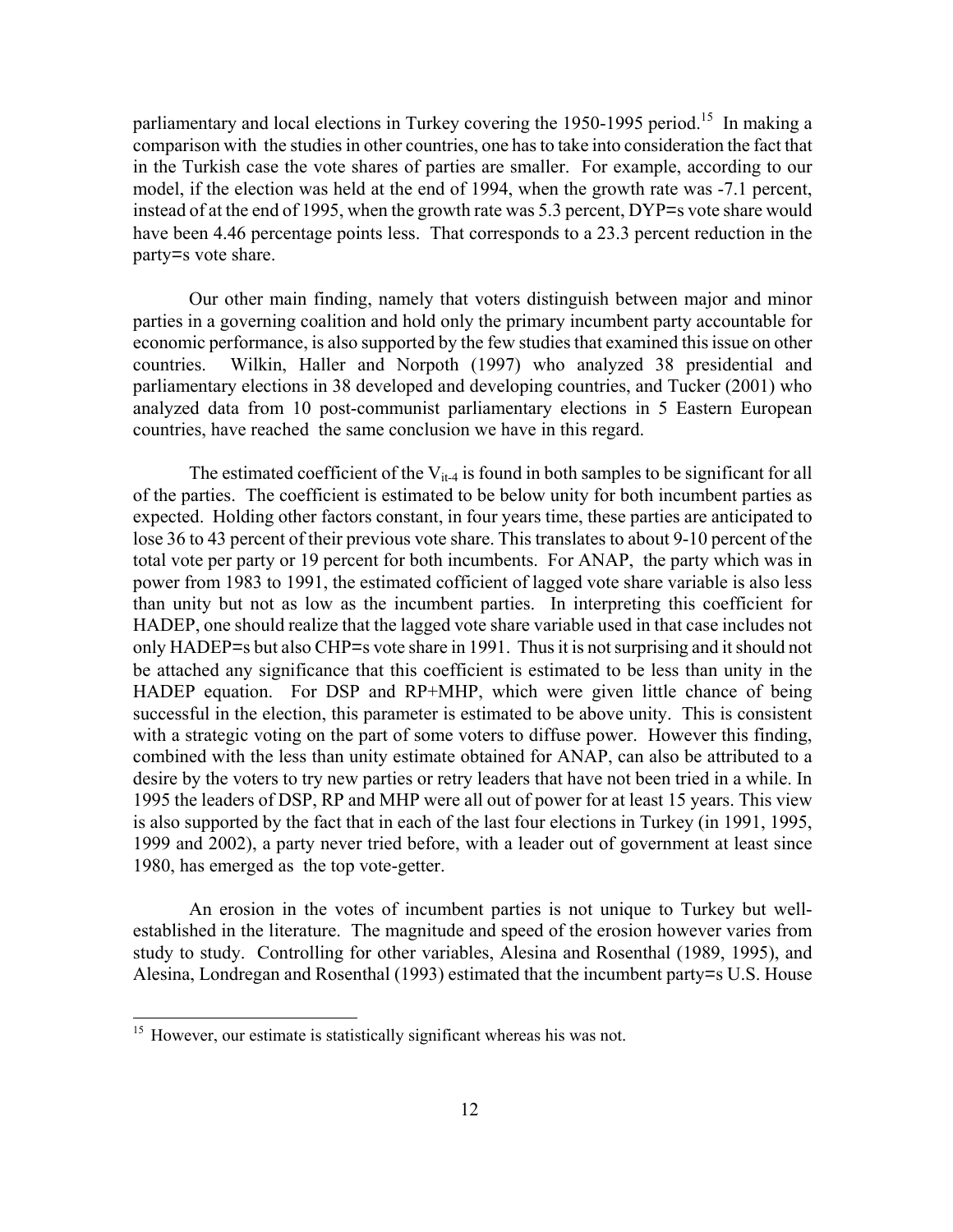parliamentary and local elections in Turkey covering the 1950-1995 period.[15] In making a comparison with the studies in other countries, one has to take into consideration the fact that in the Turkish case the vote shares of parties are smaller. For example, according to our model, if the election was held at the end of 1994, when the growth rate was -7.1 percent, instead of at the end of 1995, when the growth rate was 5.3 percent, DYP=s vote share would have been 4.46 percentage points less. That corresponds to a 23.3 percent reduction in the party=s vote share.

Our other main finding, namely that voters distinguish between major and minor parties in a governing coalition and hold only the primary incumbent party accountable for economic performance, is also supported by the few studies that examined this issue on other countries. Wilkin, Haller and Norpoth (1997) who analyzed 38 presidential and parliamentary elections in 38 developed and developing countries, and Tucker (2001) who analyzed data from 10 post-communist parliamentary elections in 5 Eastern European countries, have reached the same conclusion we have in this regard.

The estimated coefficient of the $V_{it-4}$ is found in both samples to be significant for all of the parties. The coefficient is estimated to be below unity for both incumbent parties as expected. Holding other factors constant, in four years time, these parties are anticipated to lose 36 to 43 percent of their previous vote share. This translates to about 9-10 percent of the total vote per party or 19 percent for both incumbents. For ANAP, the party which was in power from 1983 to 1991, the estimated cofficient of lagged vote share variable is also less than unity but not as low as the incumbent parties. In interpreting this coefficient for HADEP, one should realize that the lagged vote share variable used in that case includes not only HADEP=s but also CHP=s vote share in 1991. Thus it is not surprising and it should not be attached any significance that this coefficient is estimated to be less than unity in the HADEP equation. For DSP and RP+MHP, which were given little chance of being successful in the election, this parameter is estimated to be above unity. This is consistent with a strategic voting on the part of some voters to diffuse power. However this finding, combined with the less than unity estimate obtained for ANAP, can also be attributed to a desire by the voters to try new parties or retry leaders that have not been tried in a while. In 1995 the leaders of DSP, RP and MHP were all out of power for at least 15 years. This view is also supported by the fact that in each of the last four elections in Turkey (in 1991, 1995, 1999 and 2002), a party never tried before, with a leader out of government at least since 1980, has emerged as the top vote-getter.

An erosion in the votes of incumbent parties is not unique to Turkey but well-established in the literature. The magnitude and speed of the erosion however varies from study to study. Controlling for other variables, Alesina and Rosenthal (1989, 1995), and Alesina, Londregan and Rosenthal (1993) estimated that the incumbent party=s U.S. House

[15] However, our estimate is statistically significant whereas his was not.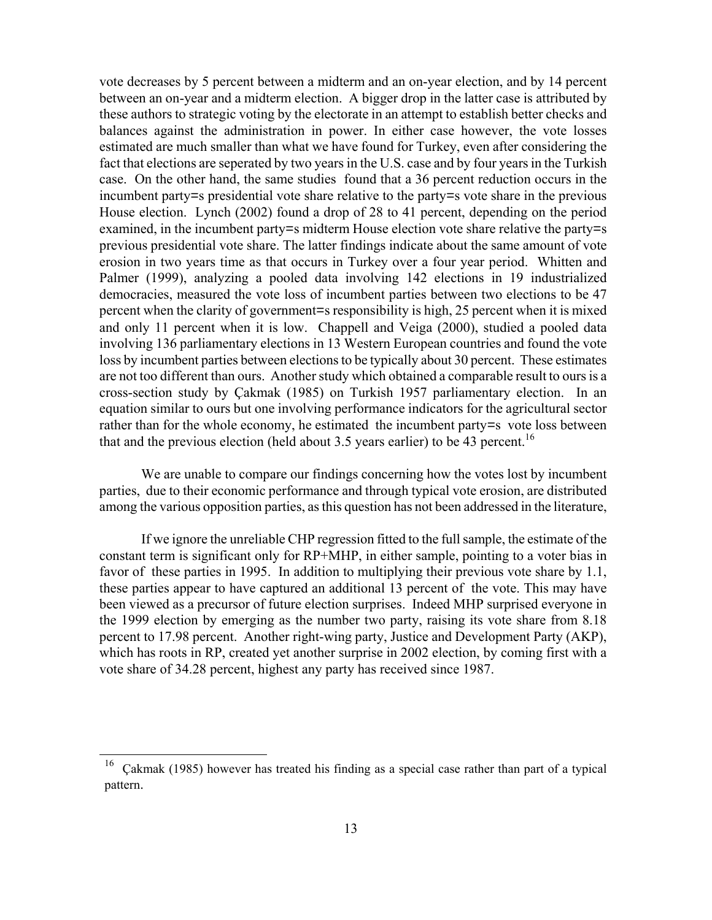vote decreases by 5 percent between a midterm and an on-year election, and by 14 percent between an on-year and a midterm election. A bigger drop in the latter case is attributed by these authors to strategic voting by the electorate in an attempt to establish better checks and balances against the administration in power. In either case however, the vote losses estimated are much smaller than what we have found for Turkey, even after considering the fact that elections are seperated by two years in the U.S. case and by four years in the Turkish case. On the other hand, the same studies found that a 36 percent reduction occurs in the incumbent party=s presidential vote share relative to the party=s vote share in the previous House election. Lynch (2002) found a drop of 28 to 41 percent, depending on the period examined, in the incumbent party=s midterm House election vote share relative the party=s previous presidential vote share. The latter findings indicate about the same amount of vote erosion in two years time as that occurs in Turkey over a four year period. Whitten and Palmer (1999), analyzing a pooled data involving 142 elections in 19 industrialized democracies, measured the vote loss of incumbent parties between two elections to be 47 percent when the clarity of government=s responsibility is high, 25 percent when it is mixed and only 11 percent when it is low. Chappell and Veiga (2000), studied a pooled data involving 136 parliamentary elections in 13 Western European countries and found the vote loss by incumbent parties between elections to be typically about 30 percent. These estimates are not too different than ours. Another study which obtained a comparable result to ours is a cross-section study by Çakmak (1985) on Turkish 1957 parliamentary election. In an equation similar to ours but one involving performance indicators for the agricultural sector rather than for the whole economy, he estimated the incumbent party=s vote loss between that and the previous election (held about 3.5 years earlier) to be 43 percent.[16]

We are unable to compare our findings concerning how the votes lost by incumbent parties, due to their economic performance and through typical vote erosion, are distributed among the various opposition parties, as this question has not been addressed in the literature,

If we ignore the unreliable CHP regression fitted to the full sample, the estimate of the constant term is significant only for RP+MHP, in either sample, pointing to a voter bias in favor of these parties in 1995. In addition to multiplying their previous vote share by 1.1, these parties appear to have captured an additional 13 percent of the vote. This may have been viewed as a precursor of future election surprises. Indeed MHP surprised everyone in the 1999 election by emerging as the number two party, raising its vote share from 8.18 percent to 17.98 percent. Another right-wing party, Justice and Development Party (AKP), which has roots in RP, created yet another surprise in 2002 election, by coming first with a vote share of 34.28 percent, highest any party has received since 1987.

---

[16] Çakmak (1985) however has treated his finding as a special case rather than part of a typical pattern.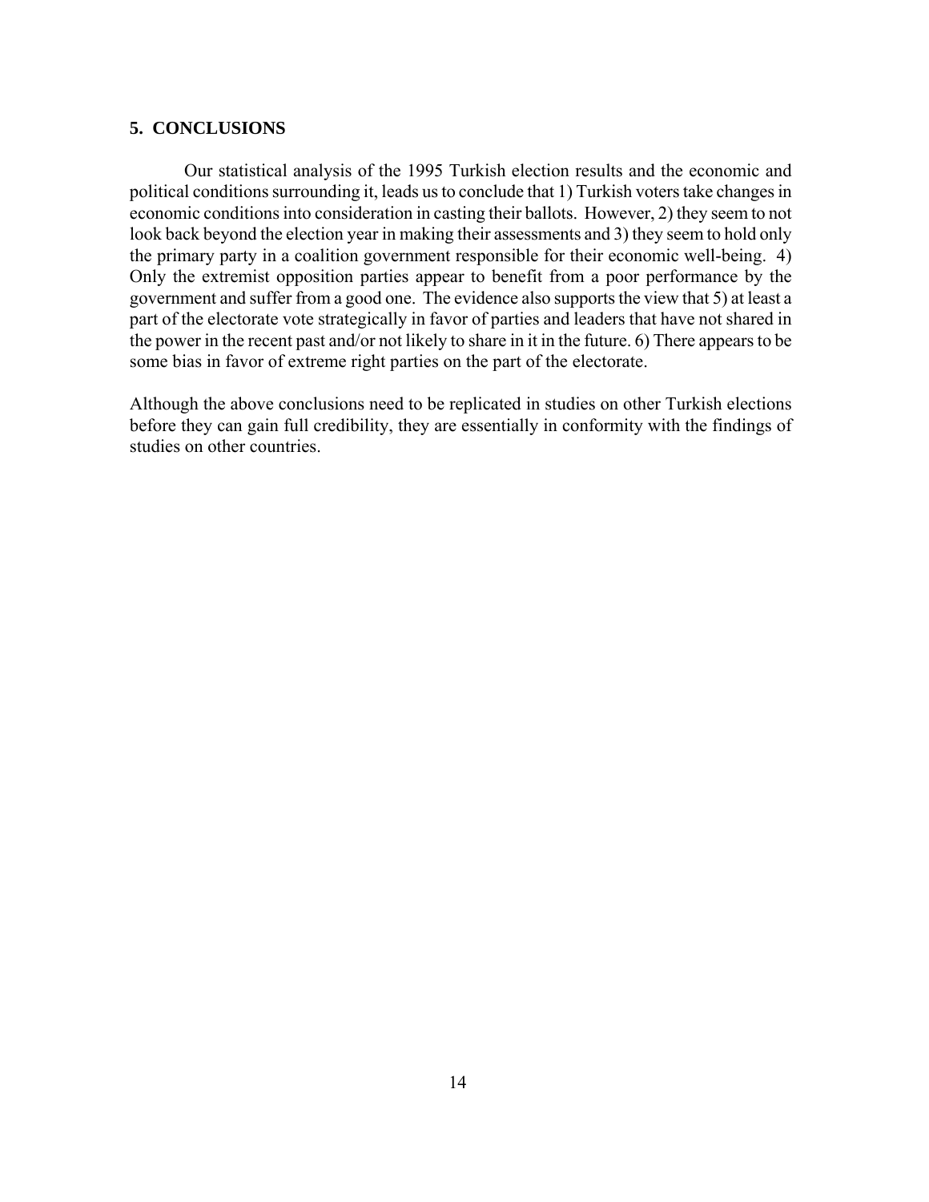## 5. CONCLUSIONS

Our statistical analysis of the 1995 Turkish election results and the economic and political conditions surrounding it, leads us to conclude that 1) Turkish voters take changes in economic conditions into consideration in casting their ballots. However, 2) they seem to not look back beyond the election year in making their assessments and 3) they seem to hold only the primary party in a coalition government responsible for their economic well-being. 4) Only the extremist opposition parties appear to benefit from a poor performance by the government and suffer from a good one. The evidence also supports the view that 5) at least a part of the electorate vote strategically in favor of parties and leaders that have not shared in the power in the recent past and/or not likely to share in it in the future. 6) There appears to be some bias in favor of extreme right parties on the part of the electorate.

Although the above conclusions need to be replicated in studies on other Turkish elections before they can gain full credibility, they are essentially in conformity with the findings of studies on other countries.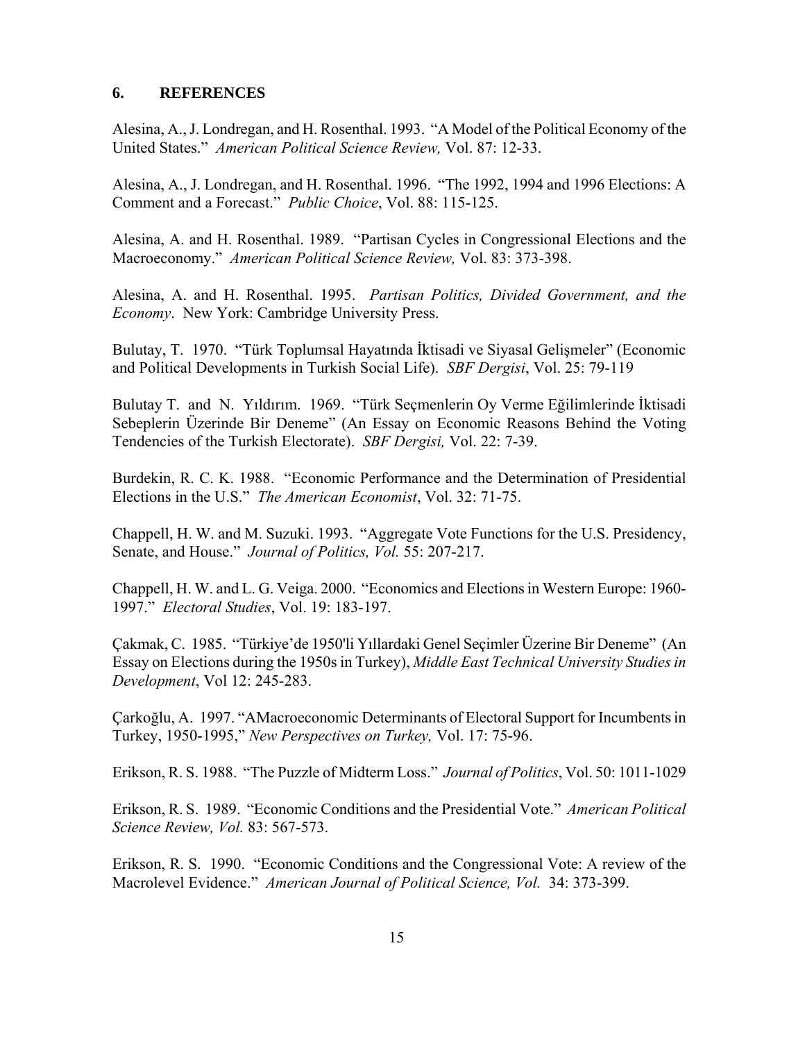## 6. REFERENCES

Alesina, A., J. Londregan, and H. Rosenthal. 1993. "A Model of the Political Economy of the United States." *American Political Science Review,* Vol. 87: 12-33.

Alesina, A., J. Londregan, and H. Rosenthal. 1996. "The 1992, 1994 and 1996 Elections: A Comment and a Forecast." *Public Choice*, Vol. 88: 115-125.

Alesina, A. and H. Rosenthal. 1989. "Partisan Cycles in Congressional Elections and the Macroeconomy." *American Political Science Review,* Vol. 83: 373-398.

Alesina, A. and H. Rosenthal. 1995. *Partisan Politics, Divided Government, and the Economy*. New York: Cambridge University Press.

Bulutay, T. 1970. "Türk Toplumsal Hayatında İktisadi ve Siyasal Gelişmeler" (Economic and Political Developments in Turkish Social Life). *SBF Dergisi*, Vol. 25: 79-119

Bulutay T. and N. Yıldırım. 1969. "Türk Seçmenlerin Oy Verme Eğilimlerinde İktisadi Sebeplerin Üzerinde Bir Deneme" (An Essay on Economic Reasons Behind the Voting Tendencies of the Turkish Electorate). *SBF Dergisi,* Vol. 22: 7-39.

Burdekin, R. C. K. 1988. "Economic Performance and the Determination of Presidential Elections in the U.S." *The American Economist*, Vol. 32: 71-75.

Chappell, H. W. and M. Suzuki. 1993. "Aggregate Vote Functions for the U.S. Presidency, Senate, and House." *Journal of Politics, Vol.* 55: 207-217.

Chappell, H. W. and L. G. Veiga. 2000. "Economics and Elections in Western Europe: 1960-1997." *Electoral Studies*, Vol. 19: 183-197.

Çakmak, C. 1985. "Türkiye'de 1950'li Yıllardaki Genel Seçimler Üzerine Bir Deneme" (An Essay on Elections during the 1950s in Turkey), *Middle East Technical University Studies in Development*, Vol 12: 245-283.

Çarkoğlu, A. 1997. "AMacroeconomic Determinants of Electoral Support for Incumbents in Turkey, 1950-1995," *New Perspectives on Turkey,* Vol. 17: 75-96.

Erikson, R. S. 1988. "The Puzzle of Midterm Loss." *Journal of Politics*, Vol. 50: 1011-1029

Erikson, R. S. 1989. "Economic Conditions and the Presidential Vote." *American Political Science Review, Vol.* 83: 567-573.

Erikson, R. S. 1990. "Economic Conditions and the Congressional Vote: A review of the Macrolevel Evidence." *American Journal of Political Science, Vol.* 34: 373-399.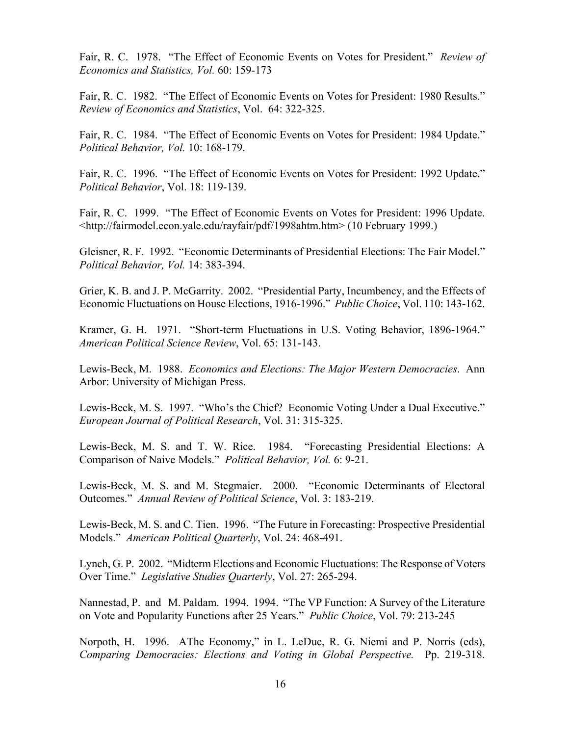Fair, R. C. 1978. "The Effect of Economic Events on Votes for President." *Review of Economics and Statistics, Vol.* 60: 159-173

Fair, R. C. 1982. "The Effect of Economic Events on Votes for President: 1980 Results." *Review of Economics and Statistics*, Vol. 64: 322-325.

Fair, R. C. 1984. "The Effect of Economic Events on Votes for President: 1984 Update." *Political Behavior, Vol.* 10: 168-179.

Fair, R. C. 1996. "The Effect of Economic Events on Votes for President: 1992 Update." *Political Behavior*, Vol. 18: 119-139.

Fair, R. C. 1999. "The Effect of Economic Events on Votes for President: 1996 Update. <http://fairmodel.econ.yale.edu/rayfair/pdf/1998ahtm.htm> (10 February 1999.)

Gleisner, R. F. 1992. "Economic Determinants of Presidential Elections: The Fair Model." *Political Behavior, Vol.* 14: 383-394.

Grier, K. B. and J. P. McGarrity. 2002. "Presidential Party, Incumbency, and the Effects of Economic Fluctuations on House Elections, 1916-1996." *Public Choice*, Vol. 110: 143-162.

Kramer, G. H. 1971. "Short-term Fluctuations in U.S. Voting Behavior, 1896-1964." *American Political Science Review*, Vol. 65: 131-143.

Lewis-Beck, M. 1988. *Economics and Elections: The Major Western Democracies*. Ann Arbor: University of Michigan Press.

Lewis-Beck, M. S. 1997. "Who's the Chief? Economic Voting Under a Dual Executive." *European Journal of Political Research*, Vol. 31: 315-325.

Lewis-Beck, M. S. and T. W. Rice. 1984. "Forecasting Presidential Elections: A Comparison of Naive Models." *Political Behavior, Vol.* 6: 9-21.

Lewis-Beck, M. S. and M. Stegmaier. 2000. "Economic Determinants of Electoral Outcomes." *Annual Review of Political Science*, Vol. 3: 183-219.

Lewis-Beck, M. S. and C. Tien. 1996. "The Future in Forecasting: Prospective Presidential Models." *American Political Quarterly*, Vol. 24: 468-491.

Lynch, G. P. 2002. "Midterm Elections and Economic Fluctuations: The Response of Voters Over Time." *Legislative Studies Quarterly*, Vol. 27: 265-294.

Nannestad, P. and M. Paldam. 1994. 1994. "The VP Function: A Survey of the Literature on Vote and Popularity Functions after 25 Years." *Public Choice*, Vol. 79: 213-245

Norpoth, H. 1996. AThe Economy," in L. LeDuc, R. G. Niemi and P. Norris (eds), *Comparing Democracies: Elections and Voting in Global Perspective.* Pp. 219-318.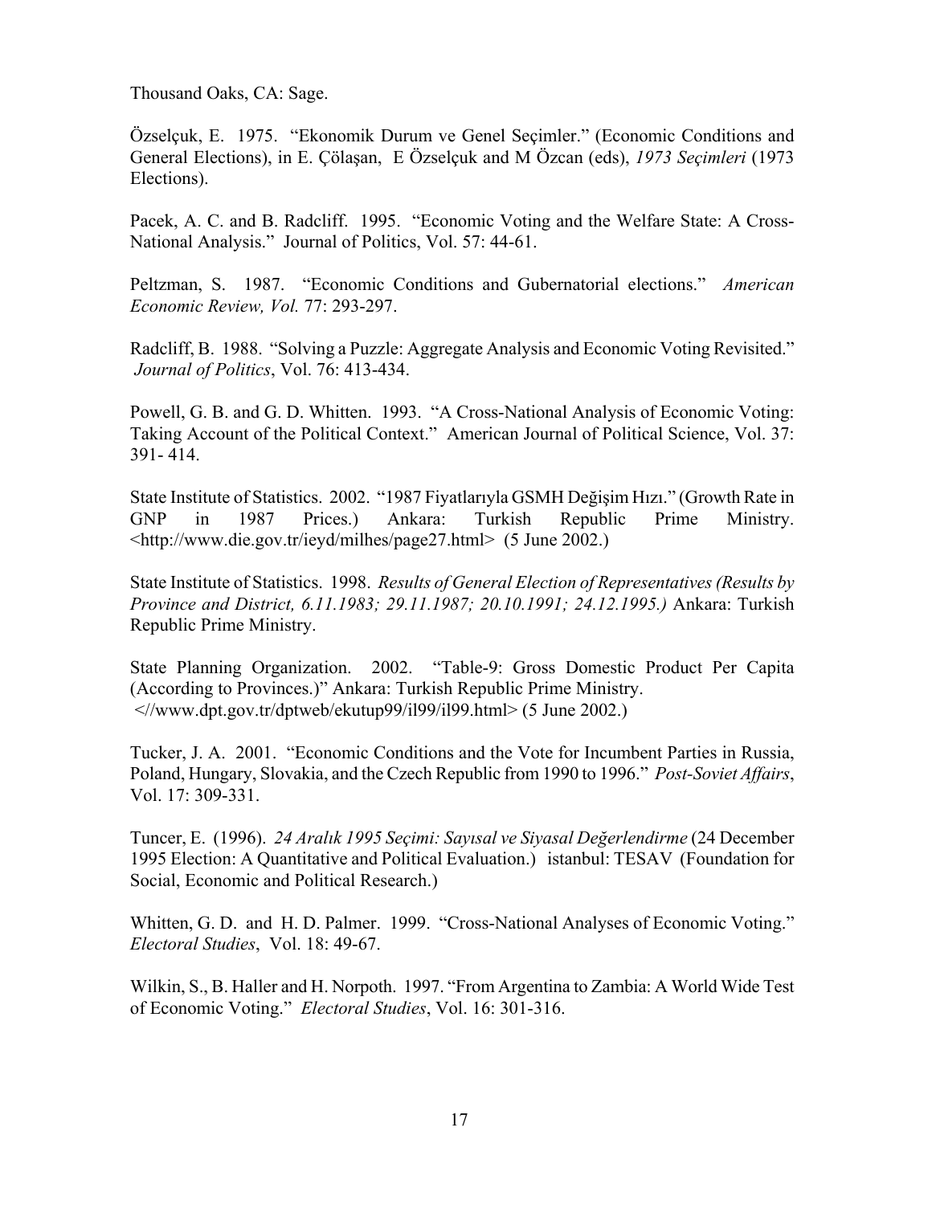Thousand Oaks, CA: Sage.

Özselçuk, E. 1975. "Ekonomik Durum ve Genel Seçimler." (Economic Conditions and General Elections), in E. Çölaşan, E Özselçuk and M Özcan (eds), *1973 Seçimleri* (1973 Elections).

Pacek, A. C. and B. Radcliff. 1995. "Economic Voting and the Welfare State: A Cross-National Analysis." Journal of Politics, Vol. 57: 44-61.

Peltzman, S. 1987. "Economic Conditions and Gubernatorial elections." *American Economic Review, Vol.* 77: 293-297.

Radcliff, B. 1988. "Solving a Puzzle: Aggregate Analysis and Economic Voting Revisited." *Journal of Politics*, Vol. 76: 413-434.

Powell, G. B. and G. D. Whitten. 1993. "A Cross-National Analysis of Economic Voting: Taking Account of the Political Context." American Journal of Political Science, Vol. 37: 391- 414.

State Institute of Statistics. 2002. "1987 Fiyatlarıyla GSMH Değişim Hızı." (Growth Rate in GNP in 1987 Prices.) Ankara: Turkish Republic Prime Ministry. <http://www.die.gov.tr/ieyd/milhes/page27.html> (5 June 2002.)

State Institute of Statistics. 1998. *Results of General Election of Representatives (Results by Province and District, 6.11.1983; 29.11.1987; 20.10.1991; 24.12.1995.)* Ankara: Turkish Republic Prime Ministry.

State Planning Organization. 2002. "Table-9: Gross Domestic Product Per Capita (According to Provinces.)" Ankara: Turkish Republic Prime Ministry. <//www.dpt.gov.tr/dptweb/ekutup99/il99/il99.html> (5 June 2002.)

Tucker, J. A. 2001. "Economic Conditions and the Vote for Incumbent Parties in Russia, Poland, Hungary, Slovakia, and the Czech Republic from 1990 to 1996." *Post-Soviet Affairs*, Vol. 17: 309-331.

Tuncer, E. (1996). *24 Aralık 1995 Seçimi: Sayısal ve Siyasal Değerlendirme* (24 December 1995 Election: A Quantitative and Political Evaluation.) istanbul: TESAV (Foundation for Social, Economic and Political Research.)

Whitten, G. D. and H. D. Palmer. 1999. "Cross-National Analyses of Economic Voting." *Electoral Studies*, Vol. 18: 49-67.

Wilkin, S., B. Haller and H. Norpoth. 1997. "From Argentina to Zambia: A World Wide Test of Economic Voting." *Electoral Studies*, Vol. 16: 301-316.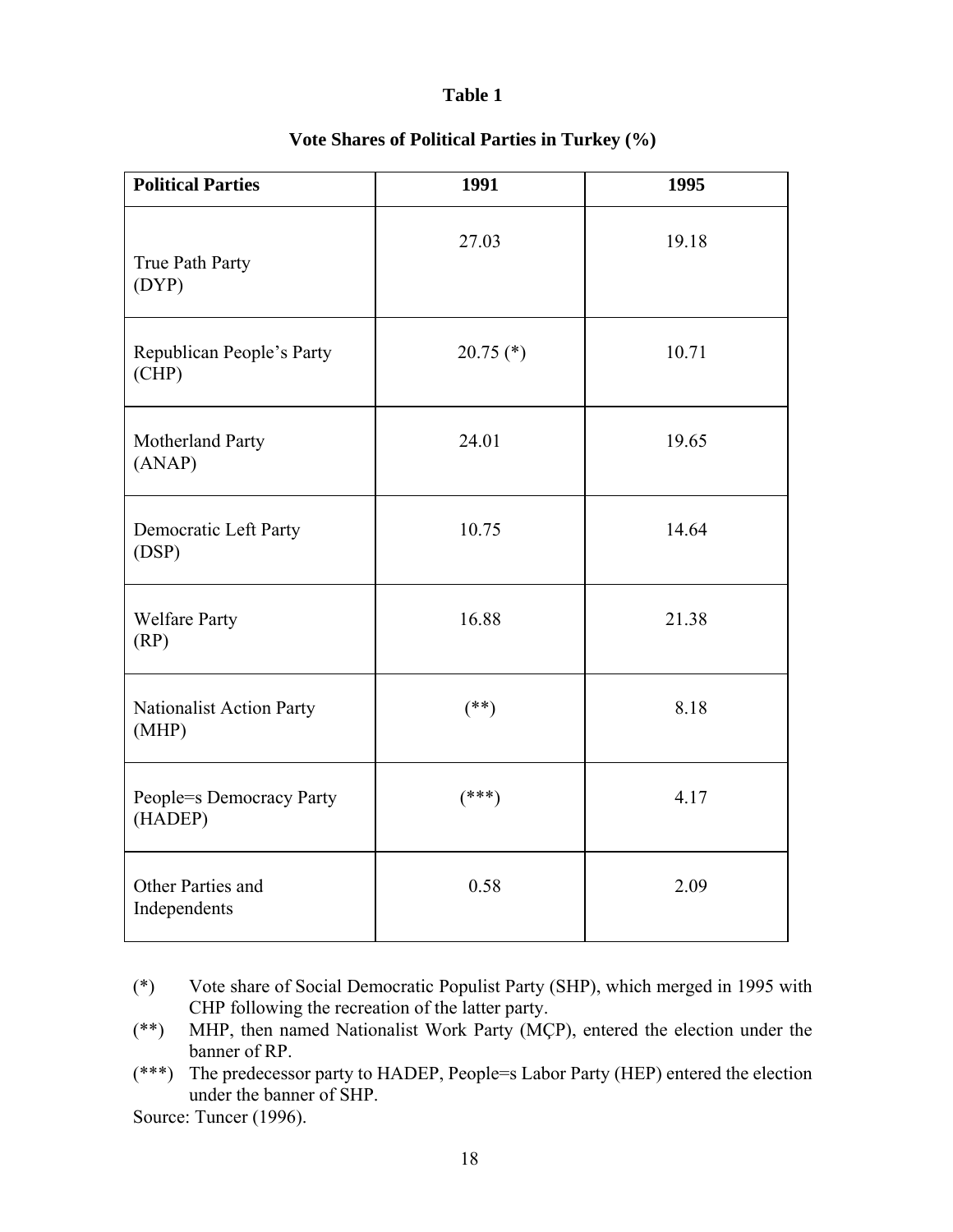**Table 1**

**Vote Shares of Political Parties in Turkey (%)**

| **Political Parties** | **1991** | **1995** |
|---|---|---|
| True Path Party (DYP) | 27.03 | 19.18 |
| Republican People's Party (CHP) | 20.75 (*) | 10.71 |
| Motherland Party (ANAP) | 24.01 | 19.65 |
| Democratic Left Party (DSP) | 10.75 | 14.64 |
| Welfare Party (RP) | 16.88 | 21.38 |
| Nationalist Action Party (MHP) | (**) | 8.18 |
| People=s Democracy Party (HADEP) | (***) | 4.17 |
| Other Parties and Independents | 0.58 | 2.09 |

(*) Vote share of Social Democratic Populist Party (SHP), which merged in 1995 with CHP following the recreation of the latter party.

(**) MHP, then named Nationalist Work Party (MÇP), entered the election under the banner of RP.

(***) The predecessor party to HADEP, People=s Labor Party (HEP) entered the election under the banner of SHP.

Source: Tuncer (1996).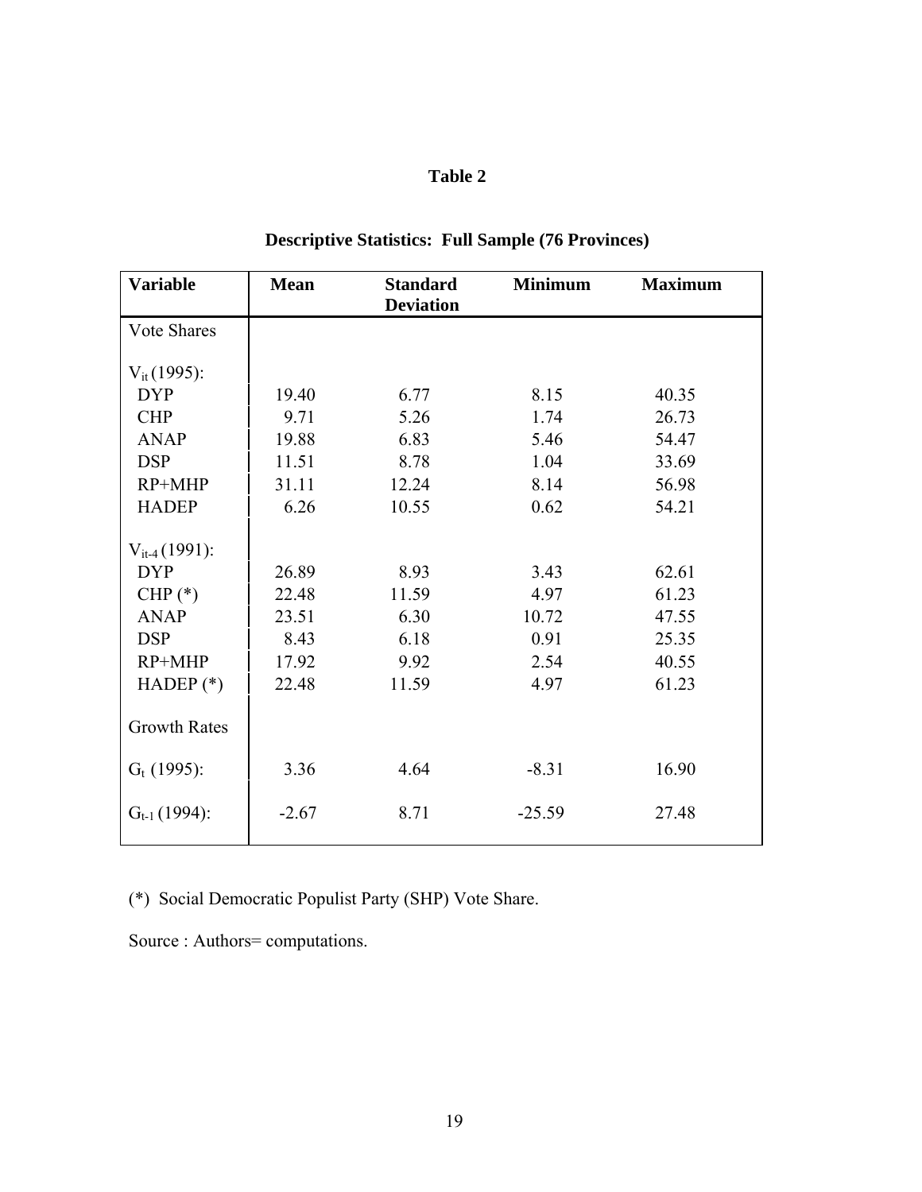# Table 2

## Descriptive Statistics: Full Sample (76 Provinces)

| Variable | Mean | Standard Deviation | Minimum | Maximum |
|---|---|---|---|---|
| Vote Shares | | | | |
| $V_{it}$ (1995): | | | | |
| DYP | 19.40 | 6.77 | 8.15 | 40.35 |
| CHP | 9.71 | 5.26 | 1.74 | 26.73 |
| ANAP | 19.88 | 6.83 | 5.46 | 54.47 |
| DSP | 11.51 | 8.78 | 1.04 | 33.69 |
| RP+MHP | 31.11 | 12.24 | 8.14 | 56.98 |
| HADEP | 6.26 | 10.55 | 0.62 | 54.21 |
| $V_{it-4}$ (1991): | | | | |
| DYP | 26.89 | 8.93 | 3.43 | 62.61 |
| CHP (*) | 22.48 | 11.59 | 4.97 | 61.23 |
| ANAP | 23.51 | 6.30 | 10.72 | 47.55 |
| DSP | 8.43 | 6.18 | 0.91 | 25.35 |
| RP+MHP | 17.92 | 9.92 | 2.54 | 40.55 |
| HADEP (*) | 22.48 | 11.59 | 4.97 | 61.23 |
| Growth Rates | | | | |
| $G_t$ (1995): | 3.36 | 4.64 | -8.31 | 16.90 |
| $G_{t-1}$ (1994): | -2.67 | 8.71 | -25.59 | 27.48 |

(*) Social Democratic Populist Party (SHP) Vote Share.

Source : Authors= computations.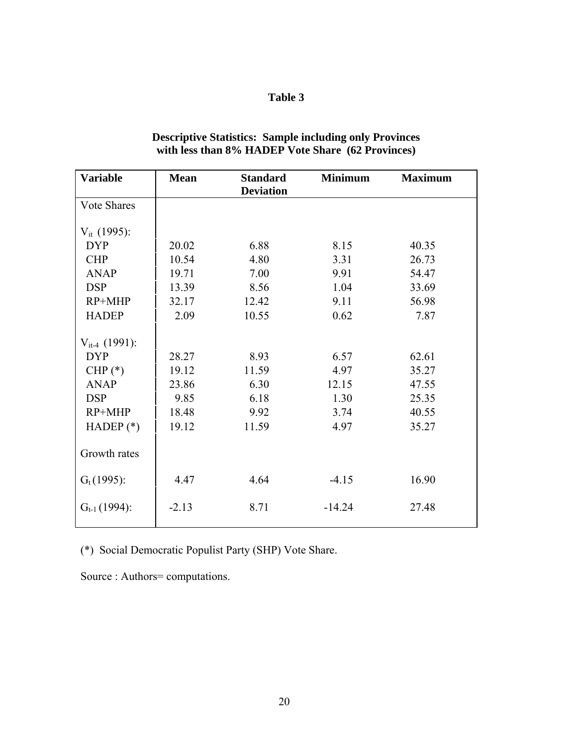**Table 3**

**Descriptive Statistics: Sample including only Provinces with less than 8% HADEP Vote Share (62 Provinces)**

| Variable | Mean | Standard Deviation | Minimum | Maximum |
|---|---|---|---|---|
| Vote Shares | | | | |
| $V_{it}$ (1995): | | | | |
| DYP | 20.02 | 6.88 | 8.15 | 40.35 |
| CHP | 10.54 | 4.80 | 3.31 | 26.73 |
| ANAP | 19.71 | 7.00 | 9.91 | 54.47 |
| DSP | 13.39 | 8.56 | 1.04 | 33.69 |
| RP+MHP | 32.17 | 12.42 | 9.11 | 56.98 |
| HADEP | 2.09 | 10.55 | 0.62 | 7.87 |
| $V_{it-4}$ (1991): | | | | |
| DYP | 28.27 | 8.93 | 6.57 | 62.61 |
| CHP (*) | 19.12 | 11.59 | 4.97 | 35.27 |
| ANAP | 23.86 | 6.30 | 12.15 | 47.55 |
| DSP | 9.85 | 6.18 | 1.30 | 25.35 |
| RP+MHP | 18.48 | 9.92 | 3.74 | 40.55 |
| HADEP (*) | 19.12 | 11.59 | 4.97 | 35.27 |
| Growth rates | | | | |
| $G_t$ (1995): | 4.47 | 4.64 | -4.15 | 16.90 |
| $G_{t-1}$ (1994): | -2.13 | 8.71 | -14.24 | 27.48 |

(*) Social Democratic Populist Party (SHP) Vote Share.

Source : Authors= computations.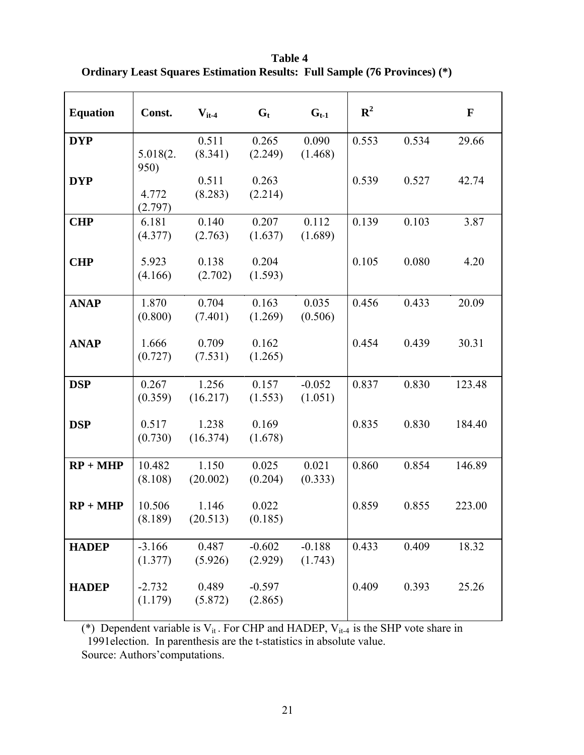**Table 4**
**Ordinary Least Squares Estimation Results: Full Sample (76 Provinces) (*)**

| Equation | Const. | $V_{it-4}$ | $G_t$ | $G_{t-1}$ | $R^2$ | | F |
|---|---|---|---|---|---|---|---|
| **DYP** | 5.018 (2.950) | 0.511 (8.341) | 0.265 (2.249) | 0.090 (1.468) | 0.553 | 0.534 | 29.66 |
| **DYP** | 4.772 (2.797) | 0.511 (8.283) | 0.263 (2.214) | | 0.539 | 0.527 | 42.74 |
| **CHP** | 6.181 (4.377) | 0.140 (2.763) | 0.207 (1.637) | 0.112 (1.689) | 0.139 | 0.103 | 3.87 |
| **CHP** | 5.923 (4.166) | 0.138 (2.702) | 0.204 (1.593) | | 0.105 | 0.080 | 4.20 |
| **ANAP** | 1.870 (0.800) | 0.704 (7.401) | 0.163 (1.269) | 0.035 (0.506) | 0.456 | 0.433 | 20.09 |
| **ANAP** | 1.666 (0.727) | 0.709 (7.531) | 0.162 (1.265) | | 0.454 | 0.439 | 30.31 |
| **DSP** | 0.267 (0.359) | 1.256 (16.217) | 0.157 (1.553) | -0.052 (1.051) | 0.837 | 0.830 | 123.48 |
| **DSP** | 0.517 (0.730) | 1.238 (16.374) | 0.169 (1.678) | | 0.835 | 0.830 | 184.40 |
| **RP + MHP** | 10.482 (8.108) | 1.150 (20.002) | 0.025 (0.204) | 0.021 (0.333) | 0.860 | 0.854 | 146.89 |
| **RP + MHP** | 10.506 (8.189) | 1.146 (20.513) | 0.022 (0.185) | | 0.859 | 0.855 | 223.00 |
| **HADEP** | -3.166 (1.377) | 0.487 (5.926) | -0.602 (2.929) | -0.188 (1.743) | 0.433 | 0.409 | 18.32 |
| **HADEP** | -2.732 (1.179) | 0.489 (5.872) | -0.597 (2.865) | | 0.409 | 0.393 | 25.26 |

(*) Dependent variable is $V_{it}$. For CHP and HADEP, $V_{it-4}$ is the SHP vote share in 1991election. In parenthesis are the t-statistics in absolute value.

Source: Authors'computations.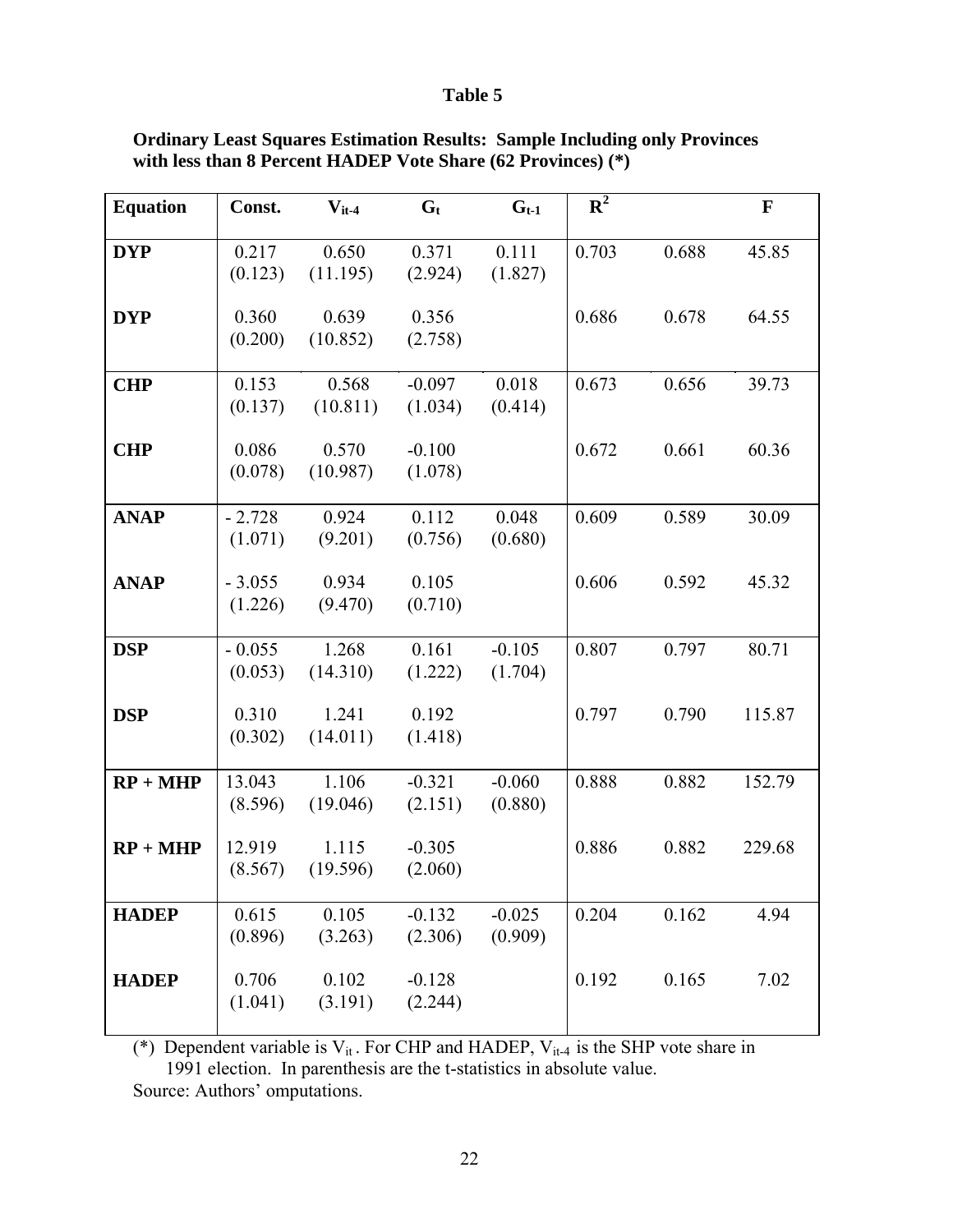**Table 5**

**Ordinary Least Squares Estimation Results: Sample Including only Provinces with less than 8 Percent HADEP Vote Share (62 Provinces) (*)**

| Equation | Const. | $V_{it-4}$ | $G_t$ | $G_{t-1}$ | $R^2$ | | F |
|---|---|---|---|---|---|---|---|
| **DYP** | 0.217<br>(0.123) | 0.650<br>(11.195) | 0.371<br>(2.924) | 0.111<br>(1.827) | 0.703 | 0.688 | 45.85 |
| **DYP** | 0.360<br>(0.200) | 0.639<br>(10.852) | 0.356<br>(2.758) | | 0.686 | 0.678 | 64.55 |
| **CHP** | 0.153<br>(0.137) | 0.568<br>(10.811) | -0.097<br>(1.034) | 0.018<br>(0.414) | 0.673 | 0.656 | 39.73 |
| **CHP** | 0.086<br>(0.078) | 0.570<br>(10.987) | -0.100<br>(1.078) | | 0.672 | 0.661 | 60.36 |
| **ANAP** | - 2.728<br>(1.071) | 0.924<br>(9.201) | 0.112<br>(0.756) | 0.048<br>(0.680) | 0.609 | 0.589 | 30.09 |
| **ANAP** | - 3.055<br>(1.226) | 0.934<br>(9.470) | 0.105<br>(0.710) | | 0.606 | 0.592 | 45.32 |
| **DSP** | - 0.055<br>(0.053) | 1.268<br>(14.310) | 0.161<br>(1.222) | -0.105<br>(1.704) | 0.807 | 0.797 | 80.71 |
| **DSP** | 0.310<br>(0.302) | 1.241<br>(14.011) | 0.192<br>(1.418) | | 0.797 | 0.790 | 115.87 |
| **RP + MHP** | 13.043<br>(8.596) | 1.106<br>(19.046) | -0.321<br>(2.151) | -0.060<br>(0.880) | 0.888 | 0.882 | 152.79 |
| **RP + MHP** | 12.919<br>(8.567) | 1.115<br>(19.596) | -0.305<br>(2.060) | | 0.886 | 0.882 | 229.68 |
| **HADEP** | 0.615<br>(0.896) | 0.105<br>(3.263) | -0.132<br>(2.306) | -0.025<br>(0.909) | 0.204 | 0.162 | 4.94 |
| **HADEP** | 0.706<br>(1.041) | 0.102<br>(3.191) | -0.128<br>(2.244) | | 0.192 | 0.165 | 7.02 |

(*) Dependent variable is $V_{it}$. For CHP and HADEP, $V_{it-4}$ is the SHP vote share in 1991 election. In parenthesis are the t-statistics in absolute value.

Source: Authors' omputations.